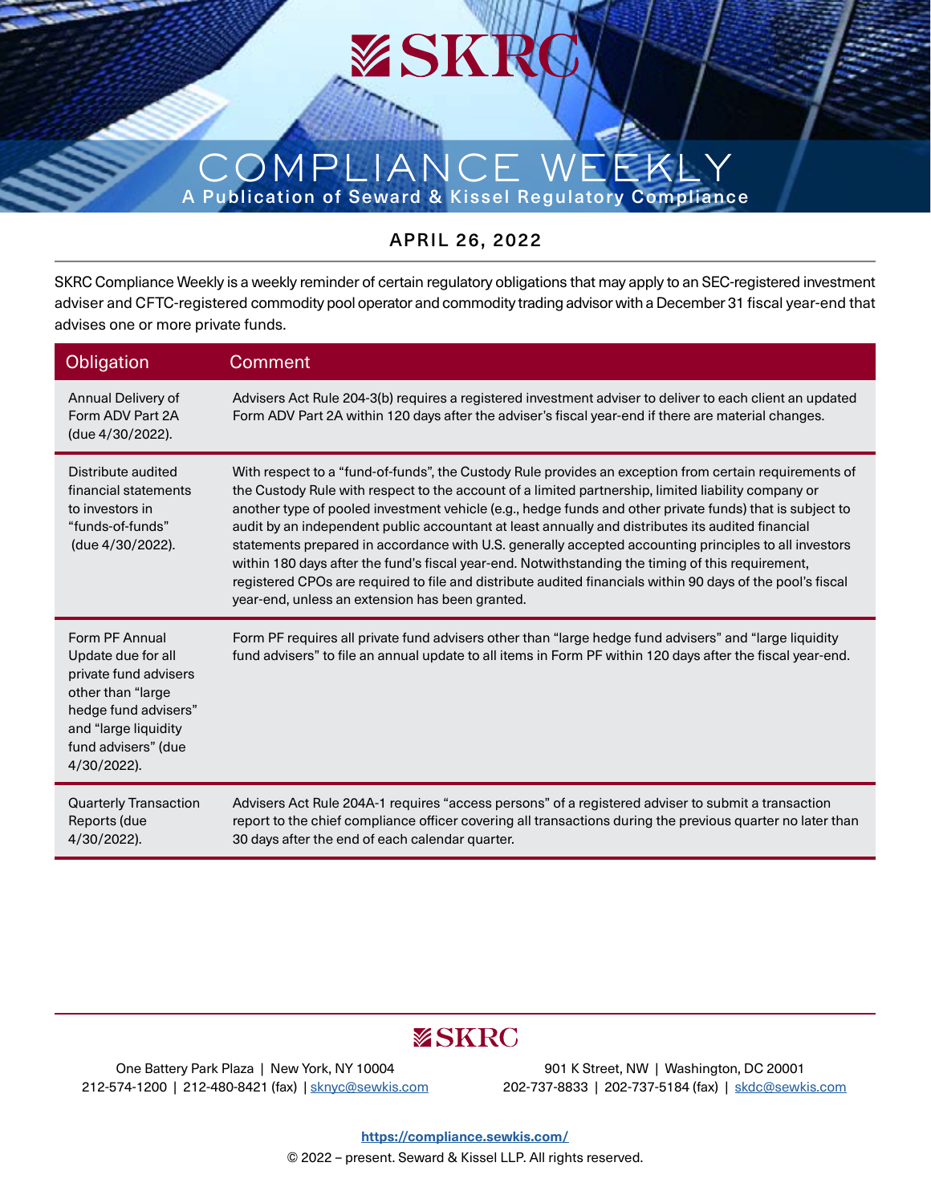# SKRC

# COMPLIANCE WEEKLY

**A Publication of Seward & Kissel Regulatory Compliance**

**APRIL 26, 2022**

SKRC Compliance Weekly is a weekly reminder of certain regulatory obligations that may apply to an SEC-registered investment adviser and CFTC-registered commodity pool operator and commodity trading advisor with a December 31 fiscal year-end that advises one or more private funds.

| Obligation | Comment |
| --- | --- |
| Annual Delivery of Form ADV Part 2A (due 4/30/2022). | Advisers Act Rule 204-3(b) requires a registered investment adviser to deliver to each client an updated Form ADV Part 2A within 120 days after the adviser's fiscal year-end if there are material changes. |
| Distribute audited financial statements to investors in "funds-of-funds" (due 4/30/2022). | With respect to a "fund-of-funds", the Custody Rule provides an exception from certain requirements of the Custody Rule with respect to the account of a limited partnership, limited liability company or another type of pooled investment vehicle (e.g., hedge funds and other private funds) that is subject to audit by an independent public accountant at least annually and distributes its audited financial statements prepared in accordance with U.S. generally accepted accounting principles to all investors within 180 days after the fund's fiscal year-end. Notwithstanding the timing of this requirement, registered CPOs are required to file and distribute audited financials within 90 days of the pool's fiscal year-end, unless an extension has been granted. |
| Form PF Annual Update due for all private fund advisers other than "large hedge fund advisers" and "large liquidity fund advisers" (due 4/30/2022). | Form PF requires all private fund advisers other than "large hedge fund advisers" and "large liquidity fund advisers" to file an annual update to all items in Form PF within 120 days after the fiscal year-end. |
| Quarterly Transaction Reports (due 4/30/2022). | Advisers Act Rule 204A-1 requires "access persons" of a registered adviser to submit a transaction report to the chief compliance officer covering all transactions during the previous quarter no later than 30 days after the end of each calendar quarter. |

SKRC

One Battery Park Plaza | New York, NY 10004
212-574-1200 | 212-480-8421 (fax) | sknyc@sewkis.com

901 K Street, NW | Washington, DC 20001
202-737-8833 | 202-737-5184 (fax) | skdc@sewkis.com

https://compliance.sewkis.com/

© 2022 – present. Seward & Kissel LLP. All rights reserved.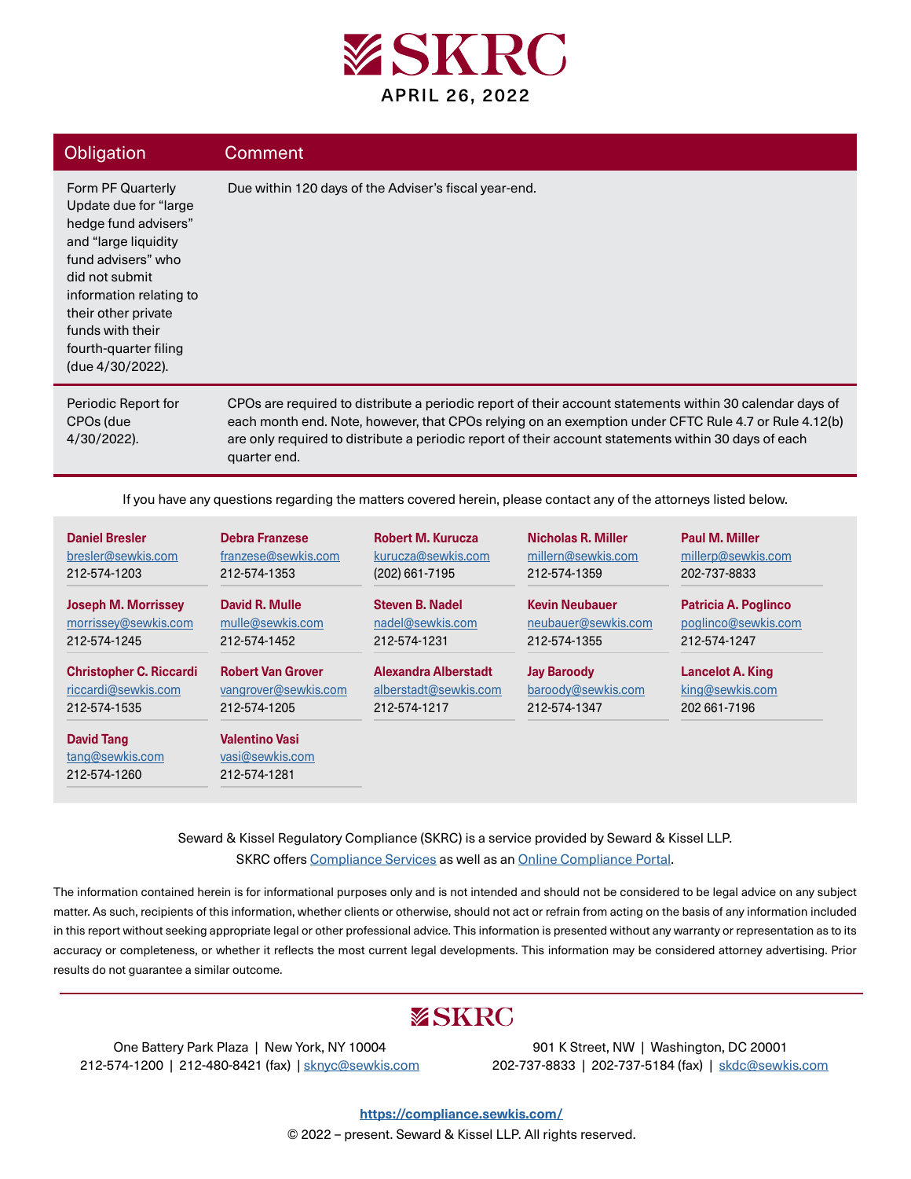# SKRC

**APRIL 26, 2022**

| Obligation | Comment |
|---|---|
| Form PF Quarterly Update due for "large hedge fund advisers" and "large liquidity fund advisers" who did not submit information relating to their other private funds with their fourth-quarter filing (due 4/30/2022). | Due within 120 days of the Adviser's fiscal year-end. |
| Periodic Report for CPOs (due 4/30/2022). | CPOs are required to distribute a periodic report of their account statements within 30 calendar days of each month end. Note, however, that CPOs relying on an exemption under CFTC Rule 4.7 or Rule 4.12(b) are only required to distribute a periodic report of their account statements within 30 days of each quarter end. |

If you have any questions regarding the matters covered herein, please contact any of the attorneys listed below.

**Daniel Bresler**
bresler@sewkis.com
212-574-1203

**Debra Franzese**
franzese@sewkis.com
212-574-1353

**Robert M. Kurucza**
kurucza@sewkis.com
(202) 661-7195

**Nicholas R. Miller**
millern@sewkis.com
212-574-1359

**Paul M. Miller**
millerp@sewkis.com
202-737-8833

**Joseph M. Morrissey**
morrissey@sewkis.com
212-574-1245

**David R. Mulle**
mulle@sewkis.com
212-574-1452

**Steven B. Nadel**
nadel@sewkis.com
212-574-1231

**Kevin Neubauer**
neubauer@sewkis.com
212-574-1355

**Patricia A. Poglinco**
poglinco@sewkis.com
212-574-1247

**Christopher C. Riccardi**
riccardi@sewkis.com
212-574-1535

**Robert Van Grover**
vangrover@sewkis.com
212-574-1205

**Alexandra Alberstadt**
alberstadt@sewkis.com
212-574-1217

**Jay Baroody**
baroody@sewkis.com
212-574-1347

**Lancelot A. King**
king@sewkis.com
202 661-7196

**David Tang**
tang@sewkis.com
212-574-1260

**Valentino Vasi**
vasi@sewkis.com
212-574-1281

Seward & Kissel Regulatory Compliance (SKRC) is a service provided by Seward & Kissel LLP.
SKRC offers Compliance Services as well as an Online Compliance Portal.

The information contained herein is for informational purposes only and is not intended and should not be considered to be legal advice on any subject matter. As such, recipients of this information, whether clients or otherwise, should not act or refrain from acting on the basis of any information included in this report without seeking appropriate legal or other professional advice. This information is presented without any warranty or representation as to its accuracy or completeness, or whether it reflects the most current legal developments. This information may be considered attorney advertising. Prior results do not guarantee a similar outcome.

SKRC

One Battery Park Plaza | New York, NY 10004
212-574-1200 | 212-480-8421 (fax) | sknyc@sewkis.com

901 K Street, NW | Washington, DC 20001
202-737-8833 | 202-737-5184 (fax) | skdc@sewkis.com

https://compliance.sewkis.com/

© 2022 – present. Seward & Kissel LLP. All rights reserved.